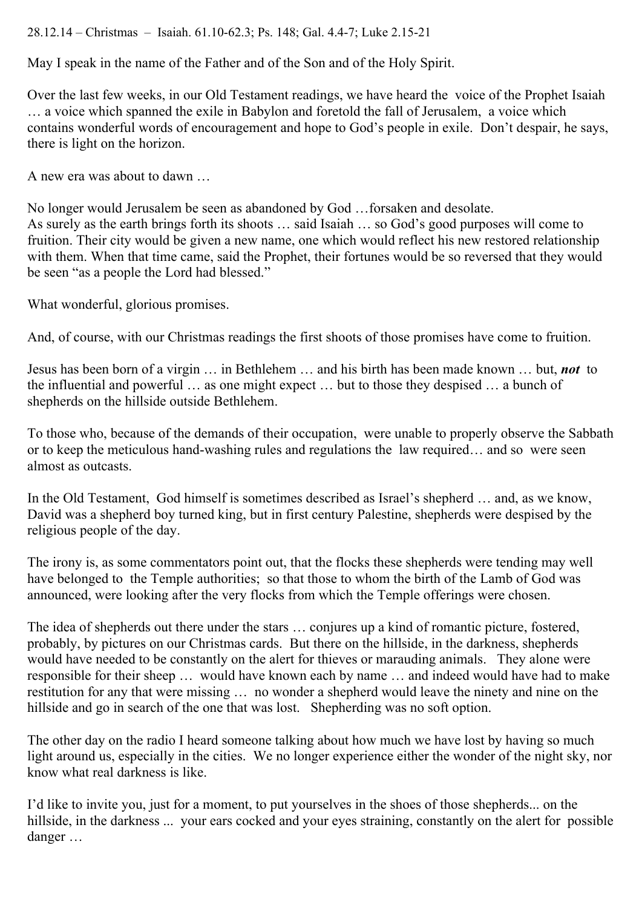28.12.14 – Christmas – Isaiah. 61.10-62.3; Ps. 148; Gal. 4.4-7; Luke 2.15-21

May I speak in the name of the Father and of the Son and of the Holy Spirit.

Over the last few weeks, in our Old Testament readings, we have heard the voice of the Prophet Isaiah … a voice which spanned the exile in Babylon and foretold the fall of Jerusalem, a voice which contains wonderful words of encouragement and hope to God's people in exile. Don't despair, he says, there is light on the horizon.

A new era was about to dawn …

No longer would Jerusalem be seen as abandoned by God …forsaken and desolate.
As surely as the earth brings forth its shoots … said Isaiah … so God's good purposes will come to fruition. Their city would be given a new name, one which would reflect his new restored relationship with them. When that time came, said the Prophet, their fortunes would be so reversed that they would be seen "as a people the Lord had blessed."

What wonderful, glorious promises.

And, of course, with our Christmas readings the first shoots of those promises have come to fruition.

Jesus has been born of a virgin … in Bethlehem … and his birth has been made known … but, ***not*** to the influential and powerful … as one might expect … but to those they despised … a bunch of shepherds on the hillside outside Bethlehem.

To those who, because of the demands of their occupation, were unable to properly observe the Sabbath or to keep the meticulous hand-washing rules and regulations the law required… and so were seen almost as outcasts.

In the Old Testament, God himself is sometimes described as Israel's shepherd … and, as we know, David was a shepherd boy turned king, but in first century Palestine, shepherds were despised by the religious people of the day.

The irony is, as some commentators point out, that the flocks these shepherds were tending may well have belonged to the Temple authorities; so that those to whom the birth of the Lamb of God was announced, were looking after the very flocks from which the Temple offerings were chosen.

The idea of shepherds out there under the stars … conjures up a kind of romantic picture, fostered, probably, by pictures on our Christmas cards. But there on the hillside, in the darkness, shepherds would have needed to be constantly on the alert for thieves or marauding animals. They alone were responsible for their sheep … would have known each by name … and indeed would have had to make restitution for any that were missing … no wonder a shepherd would leave the ninety and nine on the hillside and go in search of the one that was lost. Shepherding was no soft option.

The other day on the radio I heard someone talking about how much we have lost by having so much light around us, especially in the cities. We no longer experience either the wonder of the night sky, nor know what real darkness is like.

I'd like to invite you, just for a moment, to put yourselves in the shoes of those shepherds... on the hillside, in the darkness ... your ears cocked and your eyes straining, constantly on the alert for possible danger …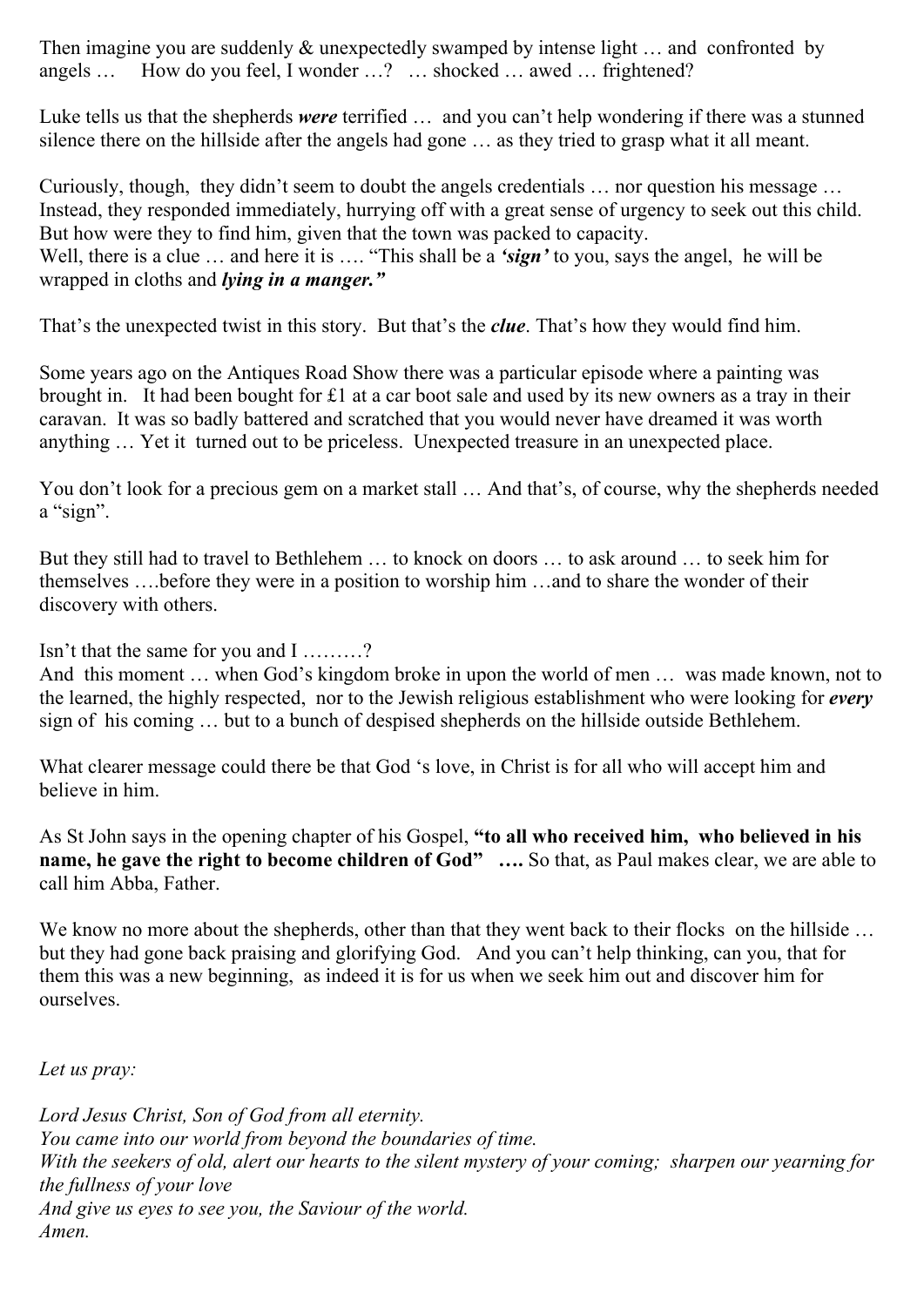Then imagine you are suddenly & unexpectedly swamped by intense light … and confronted by angels … How do you feel, I wonder …? … shocked … awed … frightened?

Luke tells us that the shepherds ***were*** terrified … and you can't help wondering if there was a stunned silence there on the hillside after the angels had gone … as they tried to grasp what it all meant.

Curiously, though, they didn't seem to doubt the angels credentials … nor question his message … Instead, they responded immediately, hurrying off with a great sense of urgency to seek out this child. But how were they to find him, given that the town was packed to capacity.
Well, there is a clue … and here it is …. "This shall be a ***'sign'*** to you, says the angel, he will be wrapped in cloths and ***lying in a manger."***

That's the unexpected twist in this story. But that's the ***clue***. That's how they would find him.

Some years ago on the Antiques Road Show there was a particular episode where a painting was brought in. It had been bought for £1 at a car boot sale and used by its new owners as a tray in their caravan. It was so badly battered and scratched that you would never have dreamed it was worth anything … Yet it turned out to be priceless. Unexpected treasure in an unexpected place.

You don't look for a precious gem on a market stall … And that's, of course, why the shepherds needed a "sign".

But they still had to travel to Bethlehem … to knock on doors … to ask around … to seek him for themselves ….before they were in a position to worship him …and to share the wonder of their discovery with others.

Isn't that the same for you and I ………?
And this moment … when God's kingdom broke in upon the world of men … was made known, not to the learned, the highly respected, nor to the Jewish religious establishment who were looking for ***every*** sign of his coming … but to a bunch of despised shepherds on the hillside outside Bethlehem.

What clearer message could there be that God 's love, in Christ is for all who will accept him and believe in him.

As St John says in the opening chapter of his Gospel, **"to all who received him, who believed in his name, he gave the right to become children of God" ….** So that, as Paul makes clear, we are able to call him Abba, Father.

We know no more about the shepherds, other than that they went back to their flocks on the hillside … but they had gone back praising and glorifying God. And you can't help thinking, can you, that for them this was a new beginning, as indeed it is for us when we seek him out and discover him for ourselves.

*Let us pray:*

*Lord Jesus Christ, Son of God from all eternity.*
*You came into our world from beyond the boundaries of time.*
*With the seekers of old, alert our hearts to the silent mystery of your coming; sharpen our yearning for the fullness of your love*
*And give us eyes to see you, the Saviour of the world.*
*Amen.*